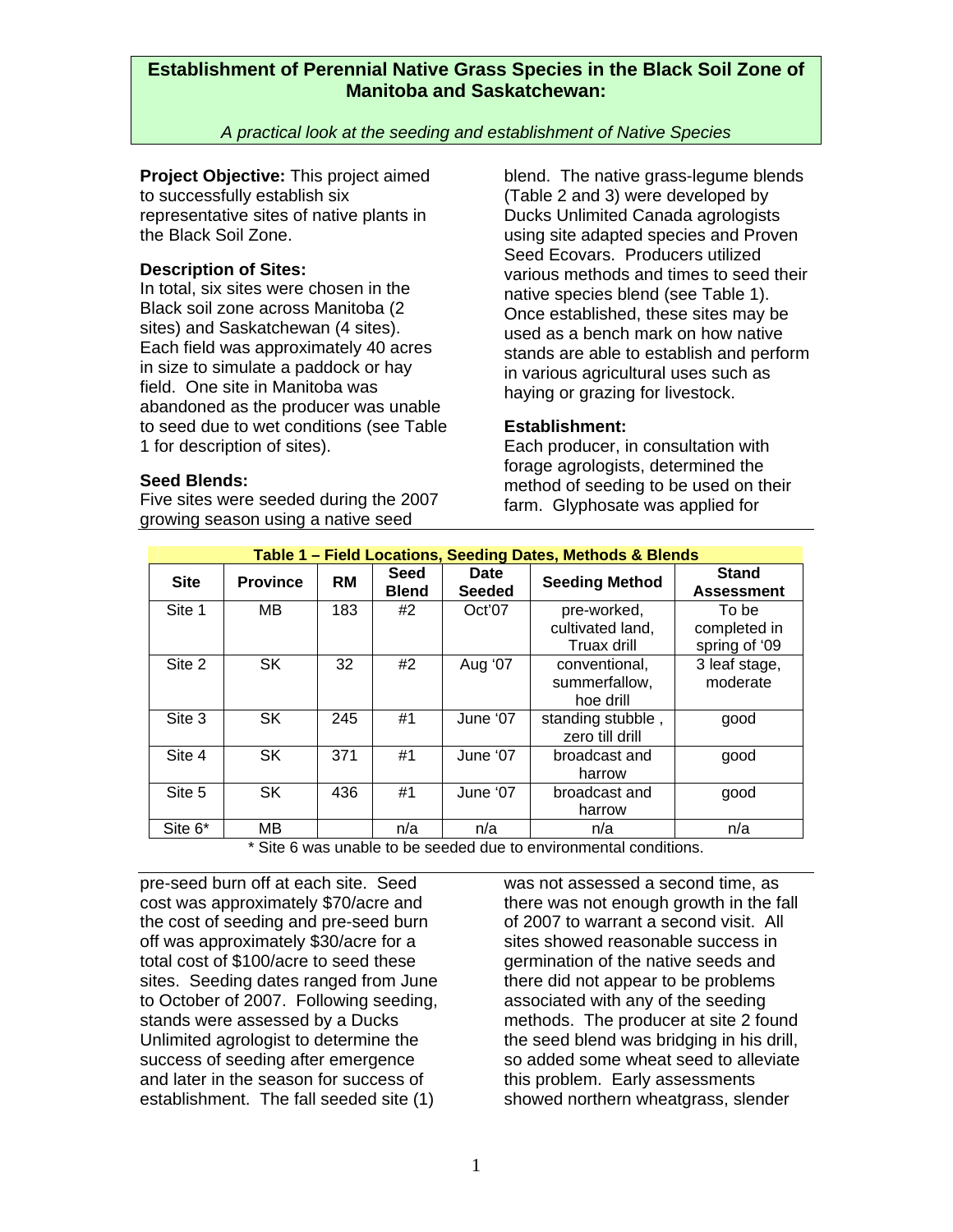# Establishment of Perennial Native Grass Species in the Black Soil Zone of Manitoba and Saskatchewan:

*A practical look at the seeding and establishment of Native Species*

**Project Objective:** This project aimed to successfully establish six representative sites of native plants in the Black Soil Zone.

**Description of Sites:**
In total, six sites were chosen in the Black soil zone across Manitoba (2 sites) and Saskatchewan (4 sites). Each field was approximately 40 acres in size to simulate a paddock or hay field. One site in Manitoba was abandoned as the producer was unable to seed due to wet conditions (see Table 1 for description of sites).

**Seed Blends:**
Five sites were seeded during the 2007 growing season using a native seed blend. The native grass-legume blends (Table 2 and 3) were developed by Ducks Unlimited Canada agrologists using site adapted species and Proven Seed Ecovars. Producers utilized various methods and times to seed their native species blend (see Table 1). Once established, these sites may be used as a bench mark on how native stands are able to establish and perform in various agricultural uses such as haying or grazing for livestock.

**Establishment:**
Each producer, in consultation with forage agrologists, determined the method of seeding to be used on their farm. Glyphosate was applied for pre-seed burn off at each site. Seed cost was approximately $70/acre and the cost of seeding and pre-seed burn off was approximately $30/acre for a total cost of $100/acre to seed these sites. Seeding dates ranged from June to October of 2007. Following seeding, stands were assessed by a Ducks Unlimited agrologist to determine the success of seeding after emergence and later in the season for success of establishment. The fall seeded site (1) was not assessed a second time, as there was not enough growth in the fall of 2007 to warrant a second visit. All sites showed reasonable success in germination of the native seeds and there did not appear to be problems associated with any of the seeding methods. The producer at site 2 found the seed blend was bridging in his drill, so added some wheat seed to alleviate this problem. Early assessments showed northern wheatgrass, slender

**Table 1 – Field Locations, Seeding Dates, Methods & Blends**

| Site | Province | RM | Seed Blend | Date Seeded | Seeding Method | Stand Assessment |
|---|---|---|---|---|---|---|
| Site 1 | MB | 183 | #2 | Oct'07 | pre-worked, cultivated land, Truax drill | To be completed in spring of '09 |
| Site 2 | SK | 32 | #2 | Aug '07 | conventional, summerfallow, hoe drill | 3 leaf stage, moderate |
| Site 3 | SK | 245 | #1 | June '07 | standing stubble , zero till drill | good |
| Site 4 | SK | 371 | #1 | June '07 | broadcast and harrow | good |
| Site 5 | SK | 436 | #1 | June '07 | broadcast and harrow | good |
| Site 6* | MB | | n/a | n/a | n/a | n/a |

\* Site 6 was unable to be seeded due to environmental conditions.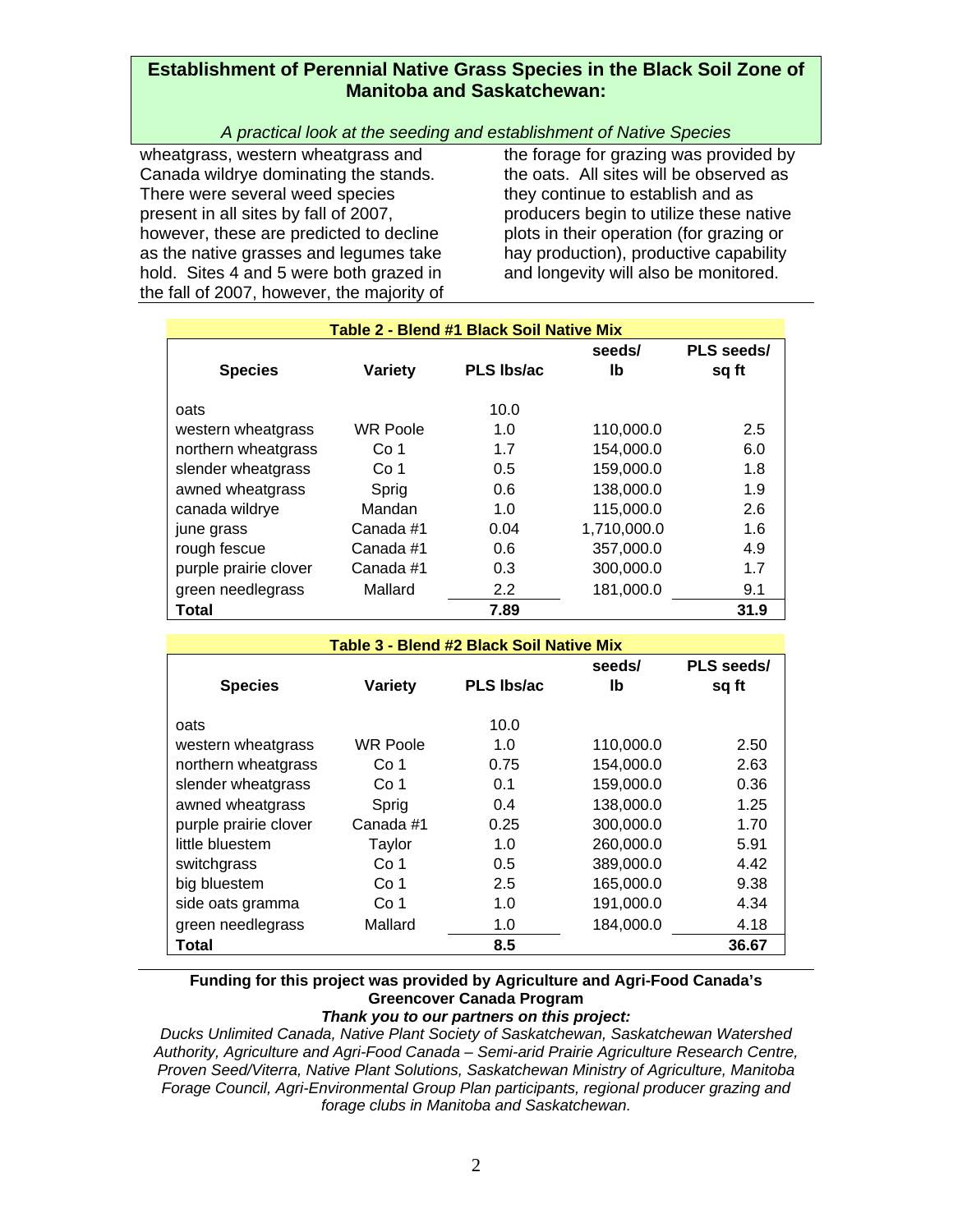wheatgrass, western wheatgrass and Canada wildrye dominating the stands. There were several weed species present in all sites by fall of 2007, however, these are predicted to decline as the native grasses and legumes take hold. Sites 4 and 5 were both grazed in the fall of 2007, however, the majority of the forage for grazing was provided by the oats. All sites will be observed as they continue to establish and as producers begin to utilize these native plots in their operation (for grazing or hay production), productive capability and longevity will also be monitored.

**Table 2 - Blend #1 Black Soil Native Mix**

| Species | Variety | PLS lbs/ac | seeds/ lb | PLS seeds/ sq ft |
|---|---|---|---|---|
| oats | | 10.0 | | |
| western wheatgrass | WR Poole | 1.0 | 110,000.0 | 2.5 |
| northern wheatgrass | Co 1 | 1.7 | 154,000.0 | 6.0 |
| slender wheatgrass | Co 1 | 0.5 | 159,000.0 | 1.8 |
| awned wheatgrass | Sprig | 0.6 | 138,000.0 | 1.9 |
| canada wildrye | Mandan | 1.0 | 115,000.0 | 2.6 |
| june grass | Canada #1 | 0.04 | 1,710,000.0 | 1.6 |
| rough fescue | Canada #1 | 0.6 | 357,000.0 | 4.9 |
| purple prairie clover | Canada #1 | 0.3 | 300,000.0 | 1.7 |
| green needlegrass | Mallard | 2.2 | 181,000.0 | 9.1 |
| **Total** | | **7.89** | | **31.9** |

**Table 3 - Blend #2 Black Soil Native Mix**

| Species | Variety | PLS lbs/ac | seeds/ lb | PLS seeds/ sq ft |
|---|---|---|---|---|
| oats | | 10.0 | | |
| western wheatgrass | WR Poole | 1.0 | 110,000.0 | 2.50 |
| northern wheatgrass | Co 1 | 0.75 | 154,000.0 | 2.63 |
| slender wheatgrass | Co 1 | 0.1 | 159,000.0 | 0.36 |
| awned wheatgrass | Sprig | 0.4 | 138,000.0 | 1.25 |
| purple prairie clover | Canada #1 | 0.25 | 300,000.0 | 1.70 |
| little bluestem | Taylor | 1.0 | 260,000.0 | 5.91 |
| switchgrass | Co 1 | 0.5 | 389,000.0 | 4.42 |
| big bluestem | Co 1 | 2.5 | 165,000.0 | 9.38 |
| side oats gramma | Co 1 | 1.0 | 191,000.0 | 4.34 |
| green needlegrass | Mallard | 1.0 | 184,000.0 | 4.18 |
| **Total** | | **8.5** | | **36.67** |

**Funding for this project was provided by Agriculture and Agri-Food Canada's Greencover Canada Program**

***Thank you to our partners on this project:***

*Ducks Unlimited Canada, Native Plant Society of Saskatchewan, Saskatchewan Watershed Authority, Agriculture and Agri-Food Canada – Semi-arid Prairie Agriculture Research Centre, Proven Seed/Viterra, Native Plant Solutions, Saskatchewan Ministry of Agriculture, Manitoba Forage Council, Agri-Environmental Group Plan participants, regional producer grazing and forage clubs in Manitoba and Saskatchewan.*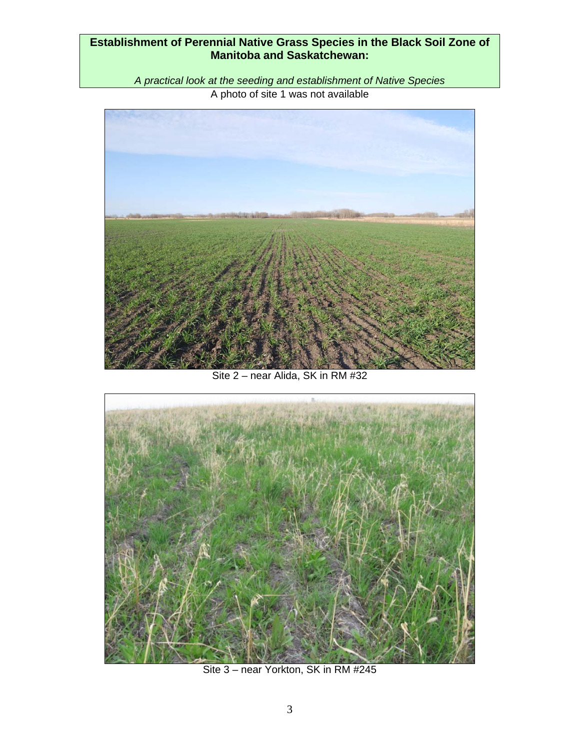**Establishment of Perennial Native Grass Species in the Black Soil Zone of Manitoba and Saskatchewan:**

*A practical look at the seeding and establishment of Native Species*

A photo of site 1 was not available

Site 2 – near Alida, SK in RM #32

Site 3 – near Yorkton, SK in RM #245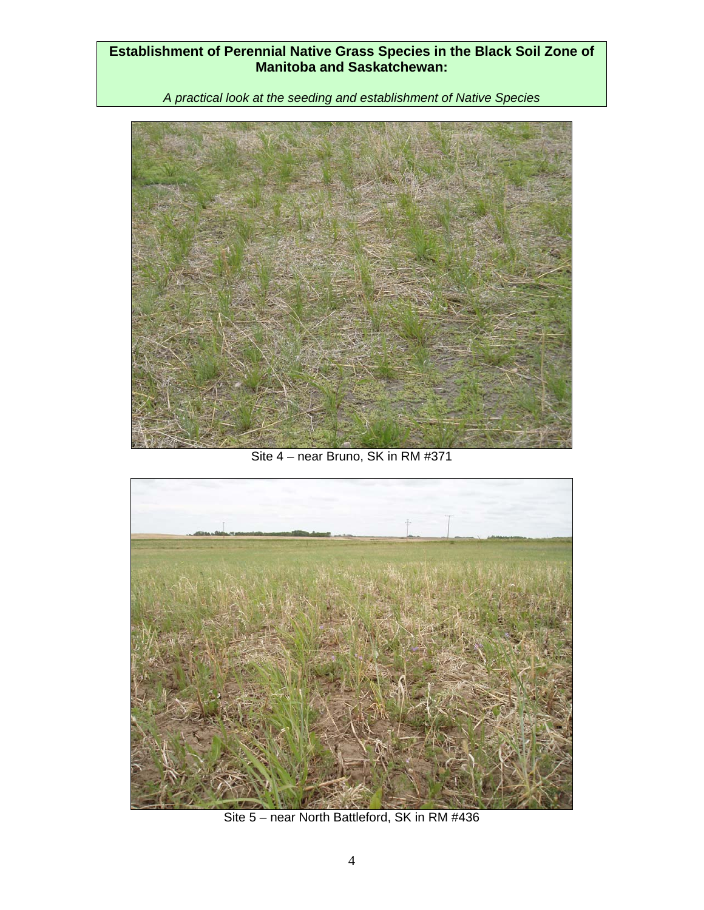**Establishment of Perennial Native Grass Species in the Black Soil Zone of Manitoba and Saskatchewan:**

*A practical look at the seeding and establishment of Native Species*

Site 4 – near Bruno, SK in RM #371

Site 5 – near North Battleford, SK in RM #436